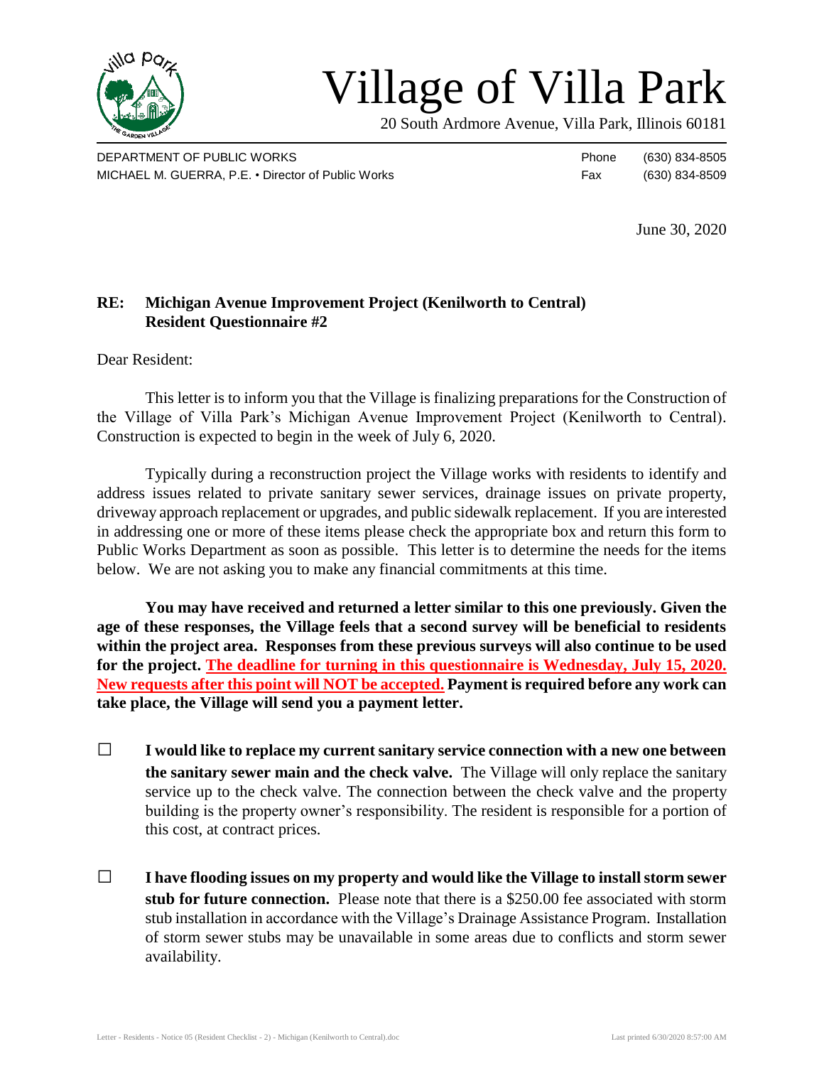# Village of Villa Park

20 South Ardmore Avenue, Villa Park, Illinois 60181

DEPARTMENT OF PUBLIC WORKS
MICHAEL M. GUERRA, P.E. • Director of Public Works

Phone (630) 834-8505
Fax (630) 834-8509

June 30, 2020

**RE: Michigan Avenue Improvement Project (Kenilworth to Central)**
**Resident Questionnaire #2**

Dear Resident:

This letter is to inform you that the Village is finalizing preparations for the Construction of the Village of Villa Park's Michigan Avenue Improvement Project (Kenilworth to Central). Construction is expected to begin in the week of July 6, 2020.

Typically during a reconstruction project the Village works with residents to identify and address issues related to private sanitary sewer services, drainage issues on private property, driveway approach replacement or upgrades, and public sidewalk replacement. If you are interested in addressing one or more of these items please check the appropriate box and return this form to Public Works Department as soon as possible. This letter is to determine the needs for the items below. We are not asking you to make any financial commitments at this time.

**You may have received and returned a letter similar to this one previously. Given the age of these responses, the Village feels that a second survey will be beneficial to residents within the project area. Responses from these previous surveys will also continue to be used for the project. The deadline for turning in this questionnaire is Wednesday, July 15, 2020. New requests after this point will NOT be accepted. Payment is required before any work can take place, the Village will send you a payment letter.**

☐ **I would like to replace my current sanitary service connection with a new one between the sanitary sewer main and the check valve.** The Village will only replace the sanitary service up to the check valve. The connection between the check valve and the property building is the property owner's responsibility. The resident is responsible for a portion of this cost, at contract prices.

☐ **I have flooding issues on my property and would like the Village to install storm sewer stub for future connection.** Please note that there is a $250.00 fee associated with storm stub installation in accordance with the Village's Drainage Assistance Program. Installation of storm sewer stubs may be unavailable in some areas due to conflicts and storm sewer availability.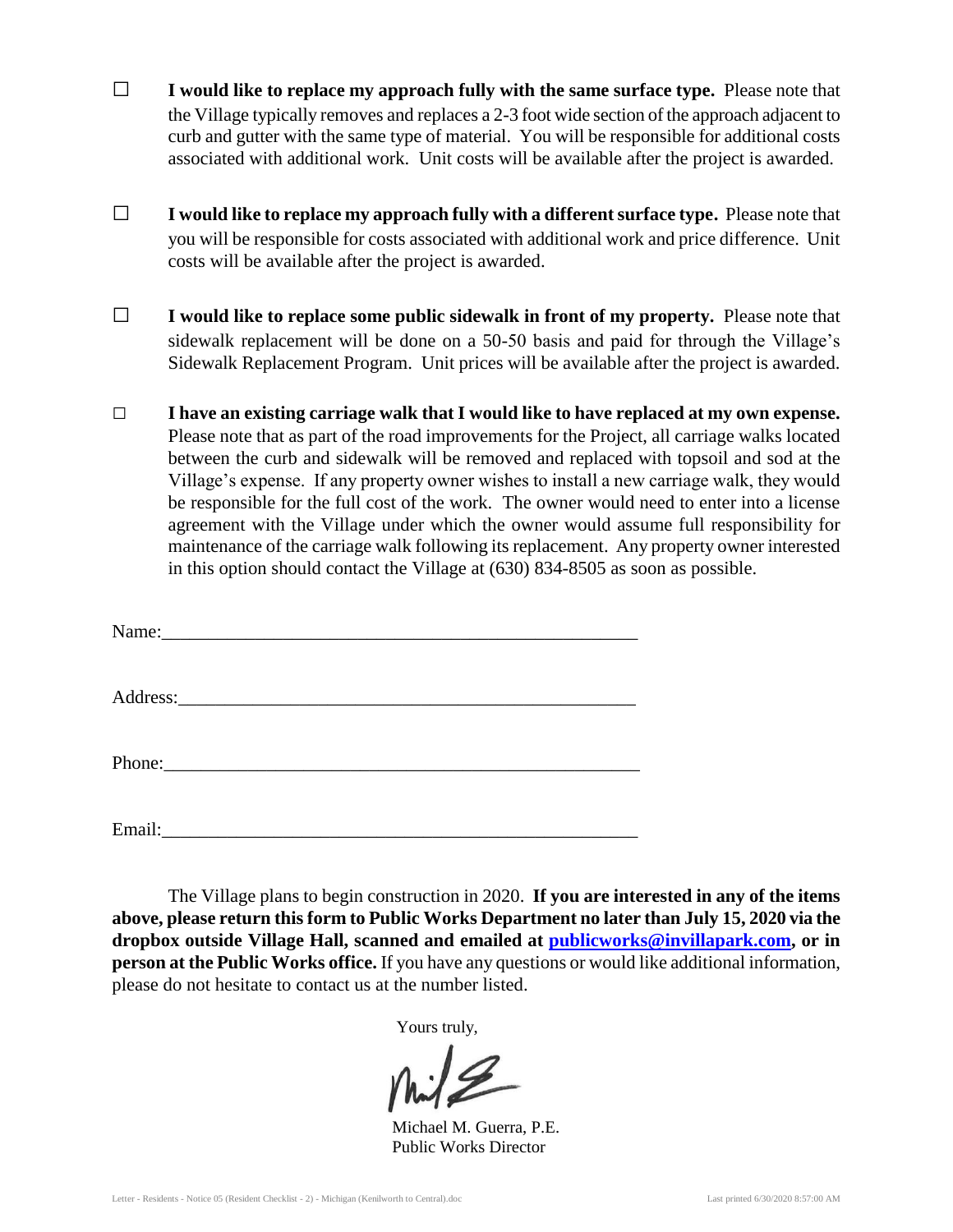☐ **I would like to replace my approach fully with the same surface type.** Please note that the Village typically removes and replaces a 2-3 foot wide section of the approach adjacent to curb and gutter with the same type of material. You will be responsible for additional costs associated with additional work. Unit costs will be available after the project is awarded.

☐ **I would like to replace my approach fully with a different surface type.** Please note that you will be responsible for costs associated with additional work and price difference. Unit costs will be available after the project is awarded.

☐ **I would like to replace some public sidewalk in front of my property.** Please note that sidewalk replacement will be done on a 50-50 basis and paid for through the Village's Sidewalk Replacement Program. Unit prices will be available after the project is awarded.

☐ **I have an existing carriage walk that I would like to have replaced at my own expense.** Please note that as part of the road improvements for the Project, all carriage walks located between the curb and sidewalk will be removed and replaced with topsoil and sod at the Village's expense. If any property owner wishes to install a new carriage walk, they would be responsible for the full cost of the work. The owner would need to enter into a license agreement with the Village under which the owner would assume full responsibility for maintenance of the carriage walk following its replacement. Any property owner interested in this option should contact the Village at (630) 834-8505 as soon as possible.

Name:\_\_\_\_\_\_\_\_\_\_\_\_\_\_\_\_\_\_\_\_\_\_\_\_\_\_\_\_\_\_\_\_\_\_\_\_\_\_\_\_\_\_\_\_\_\_\_\_

Address:\_\_\_\_\_\_\_\_\_\_\_\_\_\_\_\_\_\_\_\_\_\_\_\_\_\_\_\_\_\_\_\_\_\_\_\_\_\_\_\_\_\_\_\_\_\_

Phone:\_\_\_\_\_\_\_\_\_\_\_\_\_\_\_\_\_\_\_\_\_\_\_\_\_\_\_\_\_\_\_\_\_\_\_\_\_\_\_\_\_\_\_\_\_\_\_\_

Email:\_\_\_\_\_\_\_\_\_\_\_\_\_\_\_\_\_\_\_\_\_\_\_\_\_\_\_\_\_\_\_\_\_\_\_\_\_\_\_\_\_\_\_\_\_\_\_\_

The Village plans to begin construction in 2020. **If you are interested in any of the items above, please return this form to Public Works Department no later than July 15, 2020 via the dropbox outside Village Hall, scanned and emailed at publicworks@invillapark.com, or in person at the Public Works office.** If you have any questions or would like additional information, please do not hesitate to contact us at the number listed.

Yours truly,

Michael M. Guerra, P.E.
Public Works Director